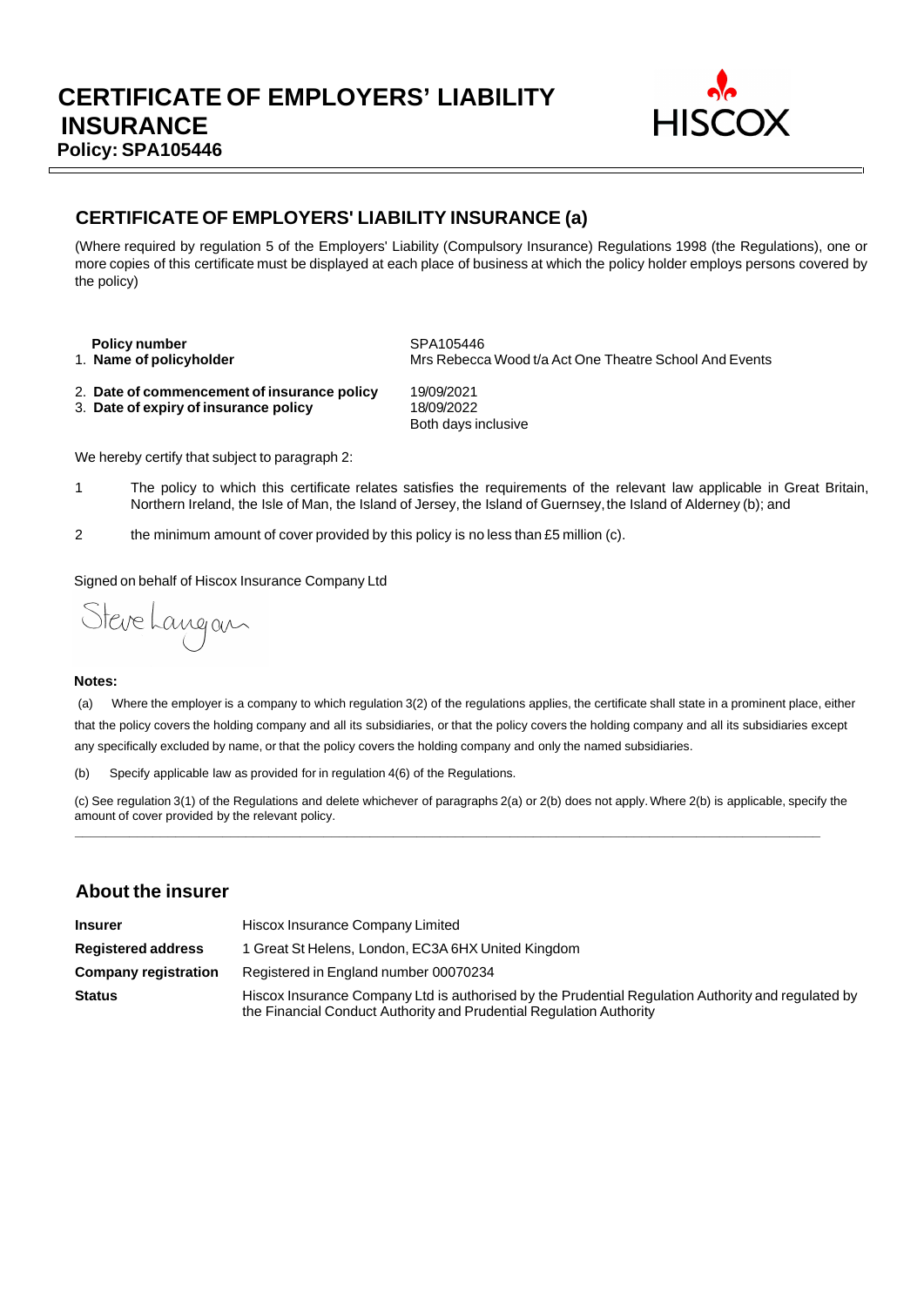# CERTIFICATE OF EMPLOYERS' LIABILITY INSURANCE

**Policy: SPA105446**

## CERTIFICATE OF EMPLOYERS' LIABILITY INSURANCE (a)

(Where required by regulation 5 of the Employers' Liability (Compulsory Insurance) Regulations 1998 (the Regulations), one or more copies of this certificate must be displayed at each place of business at which the policy holder employs persons covered by the policy)

| | |
|---|---|
| **Policy number** | SPA105446 |
| 1. **Name of policyholder** | Mrs Rebecca Wood t/a Act One Theatre School And Events |
| 2. **Date of commencement of insurance policy** | 19/09/2021 |
| 3. **Date of expiry of insurance policy** | 18/09/2022<br>Both days inclusive |

We hereby certify that subject to paragraph 2:

1 The policy to which this certificate relates satisfies the requirements of the relevant law applicable in Great Britain, Northern Ireland, the Isle of Man, the Island of Jersey, the Island of Guernsey, the Island of Alderney (b); and

2 the minimum amount of cover provided by this policy is no less than £5 million (c).

Signed on behalf of Hiscox Insurance Company Ltd

Steve Langan

**Notes:**

(a) Where the employer is a company to which regulation 3(2) of the regulations applies, the certificate shall state in a prominent place, either that the policy covers the holding company and all its subsidiaries, or that the policy covers the holding company and all its subsidiaries except any specifically excluded by name, or that the policy covers the holding company and only the named subsidiaries.

(b) Specify applicable law as provided for in regulation 4(6) of the Regulations.

(c) See regulation 3(1) of the Regulations and delete whichever of paragraphs 2(a) or 2(b) does not apply. Where 2(b) is applicable, specify the amount of cover provided by the relevant policy.

## About the insurer

| | |
|---|---|
| **Insurer** | Hiscox Insurance Company Limited |
| **Registered address** | 1 Great St Helens, London, EC3A 6HX United Kingdom |
| **Company registration** | Registered in England number 00070234 |
| **Status** | Hiscox Insurance Company Ltd is authorised by the Prudential Regulation Authority and regulated by the Financial Conduct Authority and Prudential Regulation Authority |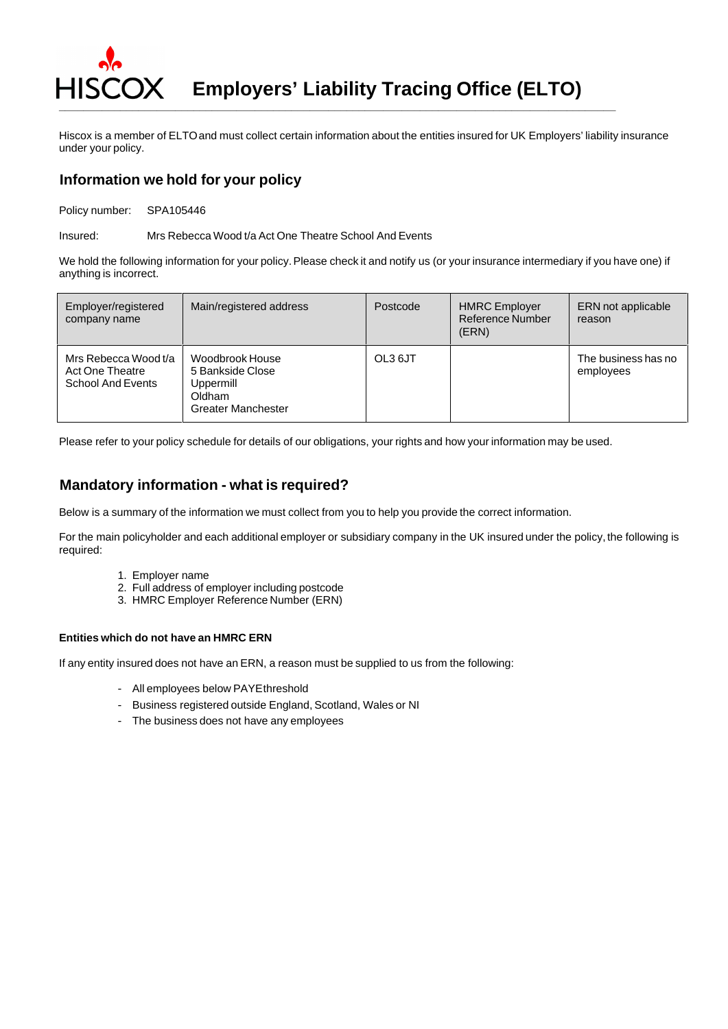# Employers' Liability Tracing Office (ELTO)

Hiscox is a member of ELTO and must collect certain information about the entities insured for UK Employers' liability insurance under your policy.

## Information we hold for your policy

Policy number: SPA105446

Insured: Mrs Rebecca Wood t/a Act One Theatre School And Events

We hold the following information for your policy. Please check it and notify us (or your insurance intermediary if you have one) if anything is incorrect.

| Employer/registered company name | Main/registered address | Postcode | HMRC Employer Reference Number (ERN) | ERN not applicable reason |
|---|---|---|---|---|
| Mrs Rebecca Wood t/a Act One Theatre School And Events | Woodbrook House 5 Bankside Close Uppermill Oldham Greater Manchester | OL3 6JT | | The business has no employees |

Please refer to your policy schedule for details of our obligations, your rights and how your information may be used.

## Mandatory information - what is required?

Below is a summary of the information we must collect from you to help you provide the correct information.

For the main policyholder and each additional employer or subsidiary company in the UK insured under the policy, the following is required:

1. Employer name
2. Full address of employer including postcode
3. HMRC Employer Reference Number (ERN)

**Entities which do not have an HMRC ERN**

If any entity insured does not have an ERN, a reason must be supplied to us from the following:

- All employees below PAYE threshold
- Business registered outside England, Scotland, Wales or NI
- The business does not have any employees